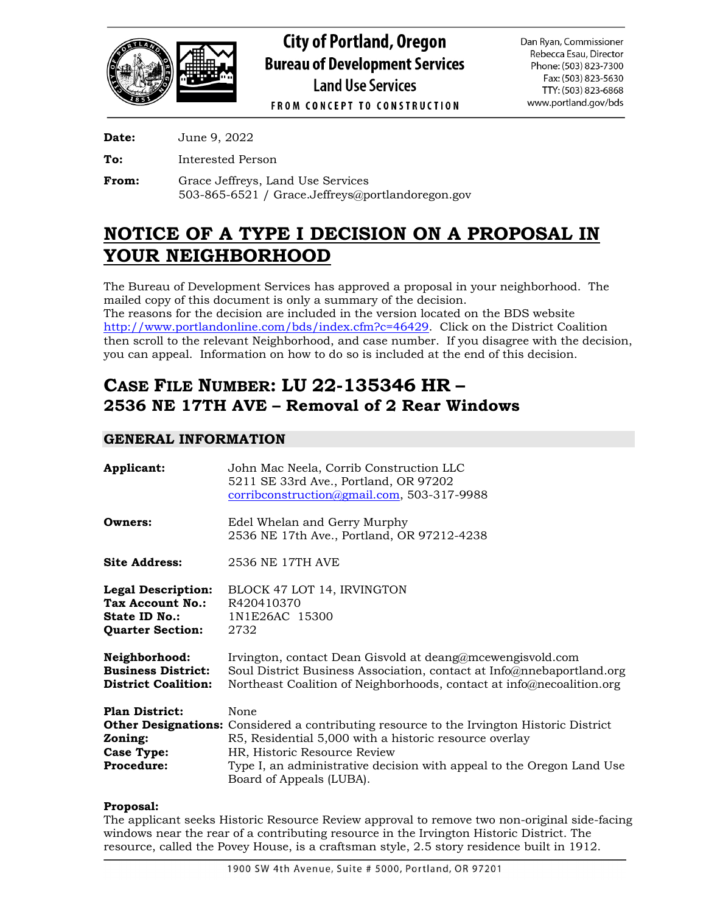# City of Portland, Oregon
## Bureau of Development Services
### Land Use Services
FROM CONCEPT TO CONSTRUCTION

Dan Ryan, Commissioner
Rebecca Esau, Director
Phone: (503) 823-7300
Fax: (503) 823-5630
TTY: (503) 823-6868
www.portland.gov/bds

**Date:** June 9, 2022

**To:** Interested Person

**From:** Grace Jeffreys, Land Use Services
503-865-6521 / Grace.Jeffreys@portlandoregon.gov

# NOTICE OF A TYPE I DECISION ON A PROPOSAL IN YOUR NEIGHBORHOOD

The Bureau of Development Services has approved a proposal in your neighborhood. The mailed copy of this document is only a summary of the decision.
The reasons for the decision are included in the version located on the BDS website http://www.portlandonline.com/bds/index.cfm?c=46429. Click on the District Coalition then scroll to the relevant Neighborhood, and case number. If you disagree with the decision, you can appeal. Information on how to do so is included at the end of this decision.

## CASE FILE NUMBER: LU 22-135346 HR – 2536 NE 17TH AVE – Removal of 2 Rear Windows

### GENERAL INFORMATION

**Applicant:** John Mac Neela, Corrib Construction LLC
5211 SE 33rd Ave., Portland, OR 97202
corribconstruction@gmail.com, 503-317-9988

**Owners:** Edel Whelan and Gerry Murphy
2536 NE 17th Ave., Portland, OR 97212-4238

**Site Address:** 2536 NE 17TH AVE

**Legal Description:** BLOCK 47 LOT 14, IRVINGTON
**Tax Account No.:** R420410370
**State ID No.:** 1N1E26AC 15300
**Quarter Section:** 2732

**Neighborhood:** Irvington, contact Dean Gisvold at deang@mcewengisvold.com
**Business District:** Soul District Business Association, contact at Info@nnebaportland.org
**District Coalition:** Northeast Coalition of Neighborhoods, contact at info@necoalition.org

**Plan District:** None
**Other Designations:** Considered a contributing resource to the Irvington Historic District
**Zoning:** R5, Residential 5,000 with a historic resource overlay
**Case Type:** HR, Historic Resource Review
**Procedure:** Type I, an administrative decision with appeal to the Oregon Land Use Board of Appeals (LUBA).

**Proposal:**
The applicant seeks Historic Resource Review approval to remove two non-original side-facing windows near the rear of a contributing resource in the Irvington Historic District. The resource, called the Povey House, is a craftsman style, 2.5 story residence built in 1912.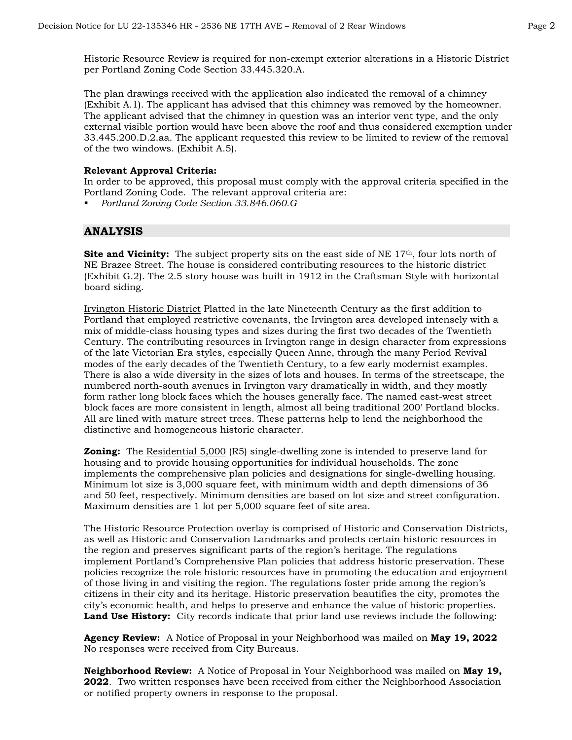Historic Resource Review is required for non-exempt exterior alterations in a Historic District per Portland Zoning Code Section 33.445.320.A.

The plan drawings received with the application also indicated the removal of a chimney (Exhibit A.1). The applicant has advised that this chimney was removed by the homeowner. The applicant advised that the chimney in question was an interior vent type, and the only external visible portion would have been above the roof and thus considered exemption under 33.445.200.D.2.aa. The applicant requested this review to be limited to review of the removal of the two windows. (Exhibit A.5).

**Relevant Approval Criteria:**
In order to be approved, this proposal must comply with the approval criteria specified in the Portland Zoning Code. The relevant approval criteria are:

- *Portland Zoning Code Section 33.846.060.G*

## ANALYSIS

**Site and Vicinity:** The subject property sits on the east side of NE 17th, four lots north of NE Brazee Street. The house is considered contributing resources to the historic district (Exhibit G.2). The 2.5 story house was built in 1912 in the Craftsman Style with horizontal board siding.

Irvington Historic District Platted in the late Nineteenth Century as the first addition to Portland that employed restrictive covenants, the Irvington area developed intensely with a mix of middle-class housing types and sizes during the first two decades of the Twentieth Century. The contributing resources in Irvington range in design character from expressions of the late Victorian Era styles, especially Queen Anne, through the many Period Revival modes of the early decades of the Twentieth Century, to a few early modernist examples. There is also a wide diversity in the sizes of lots and houses. In terms of the streetscape, the numbered north-south avenues in Irvington vary dramatically in width, and they mostly form rather long block faces which the houses generally face. The named east-west street block faces are more consistent in length, almost all being traditional 200' Portland blocks. All are lined with mature street trees. These patterns help to lend the neighborhood the distinctive and homogeneous historic character.

**Zoning:** The Residential 5,000 (R5) single-dwelling zone is intended to preserve land for housing and to provide housing opportunities for individual households. The zone implements the comprehensive plan policies and designations for single-dwelling housing. Minimum lot size is 3,000 square feet, with minimum width and depth dimensions of 36 and 50 feet, respectively. Minimum densities are based on lot size and street configuration. Maximum densities are 1 lot per 5,000 square feet of site area.

The Historic Resource Protection overlay is comprised of Historic and Conservation Districts, as well as Historic and Conservation Landmarks and protects certain historic resources in the region and preserves significant parts of the region's heritage. The regulations implement Portland's Comprehensive Plan policies that address historic preservation. These policies recognize the role historic resources have in promoting the education and enjoyment of those living in and visiting the region. The regulations foster pride among the region's citizens in their city and its heritage. Historic preservation beautifies the city, promotes the city's economic health, and helps to preserve and enhance the value of historic properties.
**Land Use History:** City records indicate that prior land use reviews include the following:

**Agency Review:** A Notice of Proposal in your Neighborhood was mailed on **May 19, 2022** No responses were received from City Bureaus.

**Neighborhood Review:** A Notice of Proposal in Your Neighborhood was mailed on **May 19, 2022**. Two written responses have been received from either the Neighborhood Association or notified property owners in response to the proposal.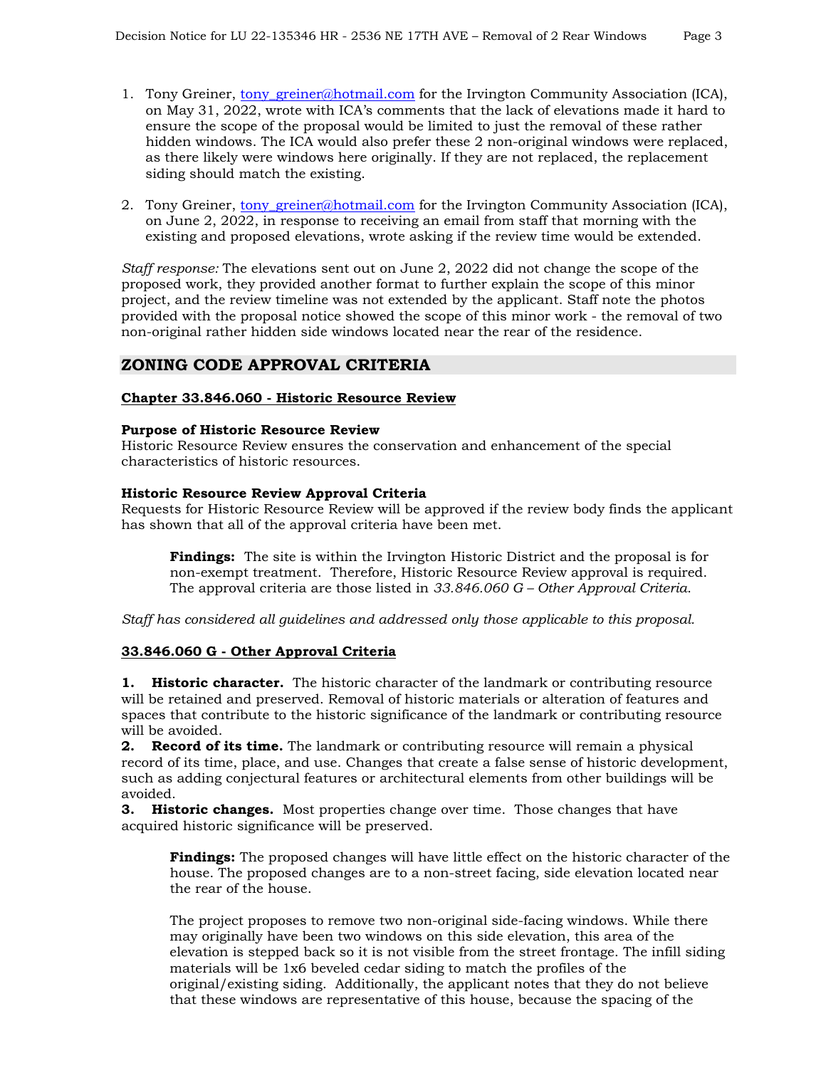1. Tony Greiner, tony_greiner@hotmail.com for the Irvington Community Association (ICA), on May 31, 2022, wrote with ICA's comments that the lack of elevations made it hard to ensure the scope of the proposal would be limited to just the removal of these rather hidden windows. The ICA would also prefer these 2 non-original windows were replaced, as there likely were windows here originally. If they are not replaced, the replacement siding should match the existing.

2. Tony Greiner, tony_greiner@hotmail.com for the Irvington Community Association (ICA), on June 2, 2022, in response to receiving an email from staff that morning with the existing and proposed elevations, wrote asking if the review time would be extended.

*Staff response:* The elevations sent out on June 2, 2022 did not change the scope of the proposed work, they provided another format to further explain the scope of this minor project, and the review timeline was not extended by the applicant. Staff note the photos provided with the proposal notice showed the scope of this minor work - the removal of two non-original rather hidden side windows located near the rear of the residence.

## ZONING CODE APPROVAL CRITERIA

**Chapter 33.846.060 - Historic Resource Review**

**Purpose of Historic Resource Review**
Historic Resource Review ensures the conservation and enhancement of the special characteristics of historic resources.

**Historic Resource Review Approval Criteria**
Requests for Historic Resource Review will be approved if the review body finds the applicant has shown that all of the approval criteria have been met.

> **Findings:** The site is within the Irvington Historic District and the proposal is for non-exempt treatment. Therefore, Historic Resource Review approval is required. The approval criteria are those listed in *33.846.060 G – Other Approval Criteria.*

*Staff has considered all guidelines and addressed only those applicable to this proposal.*

**33.846.060 G - Other Approval Criteria**

**1. Historic character.** The historic character of the landmark or contributing resource will be retained and preserved. Removal of historic materials or alteration of features and spaces that contribute to the historic significance of the landmark or contributing resource will be avoided.
**2. Record of its time.** The landmark or contributing resource will remain a physical record of its time, place, and use. Changes that create a false sense of historic development, such as adding conjectural features or architectural elements from other buildings will be avoided.
**3. Historic changes.** Most properties change over time. Those changes that have acquired historic significance will be preserved.

> **Findings:** The proposed changes will have little effect on the historic character of the house. The proposed changes are to a non-street facing, side elevation located near the rear of the house.
>
> The project proposes to remove two non-original side-facing windows. While there may originally have been two windows on this side elevation, this area of the elevation is stepped back so it is not visible from the street frontage. The infill siding materials will be 1x6 beveled cedar siding to match the profiles of the original/existing siding. Additionally, the applicant notes that they do not believe that these windows are representative of this house, because the spacing of the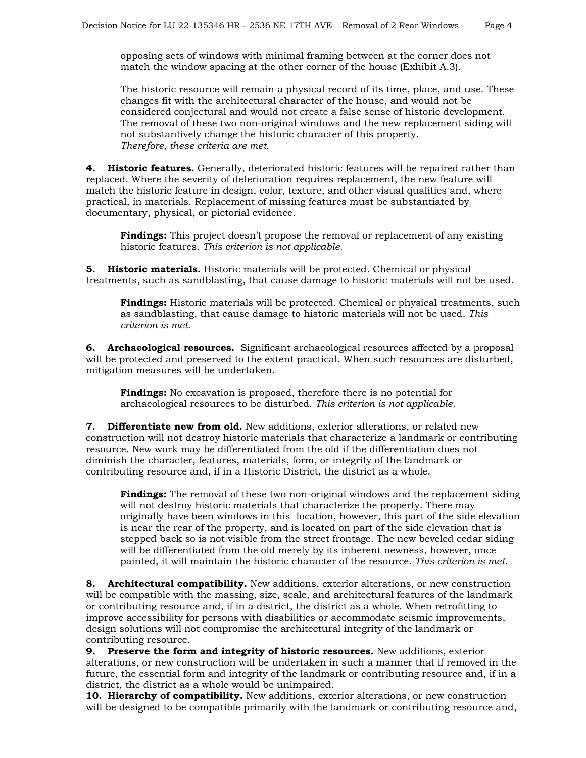opposing sets of windows with minimal framing between at the corner does not match the window spacing at the other corner of the house (Exhibit A.3).

The historic resource will remain a physical record of its time, place, and use. These changes fit with the architectural character of the house, and would not be considered conjectural and would not create a false sense of historic development. The removal of these two non-original windows and the new replacement siding will not substantively change the historic character of this property.
*Therefore, these criteria are met.*

**4. Historic features.** Generally, deteriorated historic features will be repaired rather than replaced. Where the severity of deterioration requires replacement, the new feature will match the historic feature in design, color, texture, and other visual qualities and, where practical, in materials. Replacement of missing features must be substantiated by documentary, physical, or pictorial evidence.

**Findings:** This project doesn't propose the removal or replacement of any existing historic features. *This criterion is not applicable.*

**5. Historic materials.** Historic materials will be protected. Chemical or physical treatments, such as sandblasting, that cause damage to historic materials will not be used.

**Findings:** Historic materials will be protected. Chemical or physical treatments, such as sandblasting, that cause damage to historic materials will not be used. *This criterion is met.*

**6. Archaeological resources.** Significant archaeological resources affected by a proposal will be protected and preserved to the extent practical. When such resources are disturbed, mitigation measures will be undertaken.

**Findings:** No excavation is proposed, therefore there is no potential for archaeological resources to be disturbed. *This criterion is not applicable.*

**7. Differentiate new from old.** New additions, exterior alterations, or related new construction will not destroy historic materials that characterize a landmark or contributing resource. New work may be differentiated from the old if the differentiation does not diminish the character, features, materials, form, or integrity of the landmark or contributing resource and, if in a Historic District, the district as a whole.

**Findings:** The removal of these two non-original windows and the replacement siding will not destroy historic materials that characterize the property. There may originally have been windows in this location, however, this part of the side elevation is near the rear of the property, and is located on part of the side elevation that is stepped back so is not visible from the street frontage. The new beveled cedar siding will be differentiated from the old merely by its inherent newness, however, once painted, it will maintain the historic character of the resource. *This criterion is met.*

**8. Architectural compatibility.** New additions, exterior alterations, or new construction will be compatible with the massing, size, scale, and architectural features of the landmark or contributing resource and, if in a district, the district as a whole. When retrofitting to improve accessibility for persons with disabilities or accommodate seismic improvements, design solutions will not compromise the architectural integrity of the landmark or contributing resource.

**9. Preserve the form and integrity of historic resources.** New additions, exterior alterations, or new construction will be undertaken in such a manner that if removed in the future, the essential form and integrity of the landmark or contributing resource and, if in a district, the district as a whole would be unimpaired.

**10. Hierarchy of compatibility.** New additions, exterior alterations, or new construction will be designed to be compatible primarily with the landmark or contributing resource and,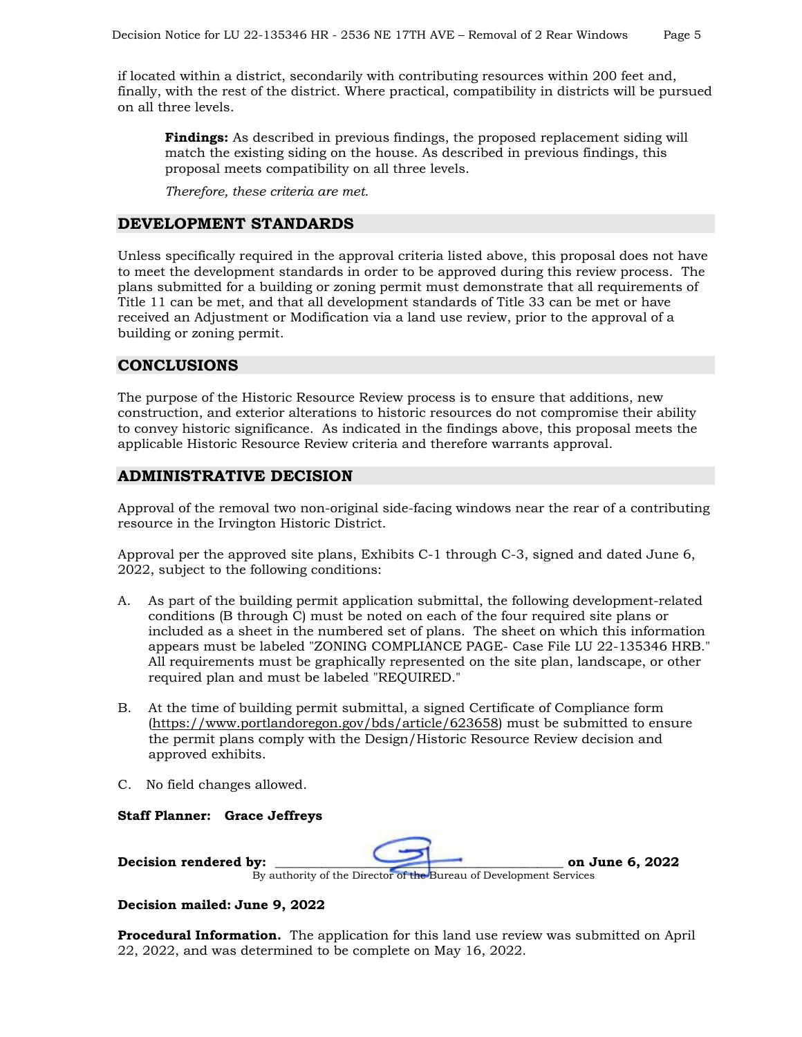if located within a district, secondarily with contributing resources within 200 feet and, finally, with the rest of the district. Where practical, compatibility in districts will be pursued on all three levels.

> **Findings:** As described in previous findings, the proposed replacement siding will match the existing siding on the house. As described in previous findings, this proposal meets compatibility on all three levels.
>
> *Therefore, these criteria are met.*

## DEVELOPMENT STANDARDS

Unless specifically required in the approval criteria listed above, this proposal does not have to meet the development standards in order to be approved during this review process. The plans submitted for a building or zoning permit must demonstrate that all requirements of Title 11 can be met, and that all development standards of Title 33 can be met or have received an Adjustment or Modification via a land use review, prior to the approval of a building or zoning permit.

## CONCLUSIONS

The purpose of the Historic Resource Review process is to ensure that additions, new construction, and exterior alterations to historic resources do not compromise their ability to convey historic significance. As indicated in the findings above, this proposal meets the applicable Historic Resource Review criteria and therefore warrants approval.

## ADMINISTRATIVE DECISION

Approval of the removal two non-original side-facing windows near the rear of a contributing resource in the Irvington Historic District.

Approval per the approved site plans, Exhibits C-1 through C-3, signed and dated June 6, 2022, subject to the following conditions:

A. As part of the building permit application submittal, the following development-related conditions (B through C) must be noted on each of the four required site plans or included as a sheet in the numbered set of plans. The sheet on which this information appears must be labeled "ZONING COMPLIANCE PAGE- Case File LU 22-135346 HRB." All requirements must be graphically represented on the site plan, landscape, or other required plan and must be labeled "REQUIRED."

B. At the time of building permit submittal, a signed Certificate of Compliance form (https://www.portlandoregon.gov/bds/article/623658) must be submitted to ensure the permit plans comply with the Design/Historic Resource Review decision and approved exhibits.

C. No field changes allowed.

**Staff Planner: Grace Jeffreys**

**Decision rendered by:** ______________________________ **on June 6, 2022**
By authority of the Director of the Bureau of Development Services

**Decision mailed: June 9, 2022**

**Procedural Information.** The application for this land use review was submitted on April 22, 2022, and was determined to be complete on May 16, 2022.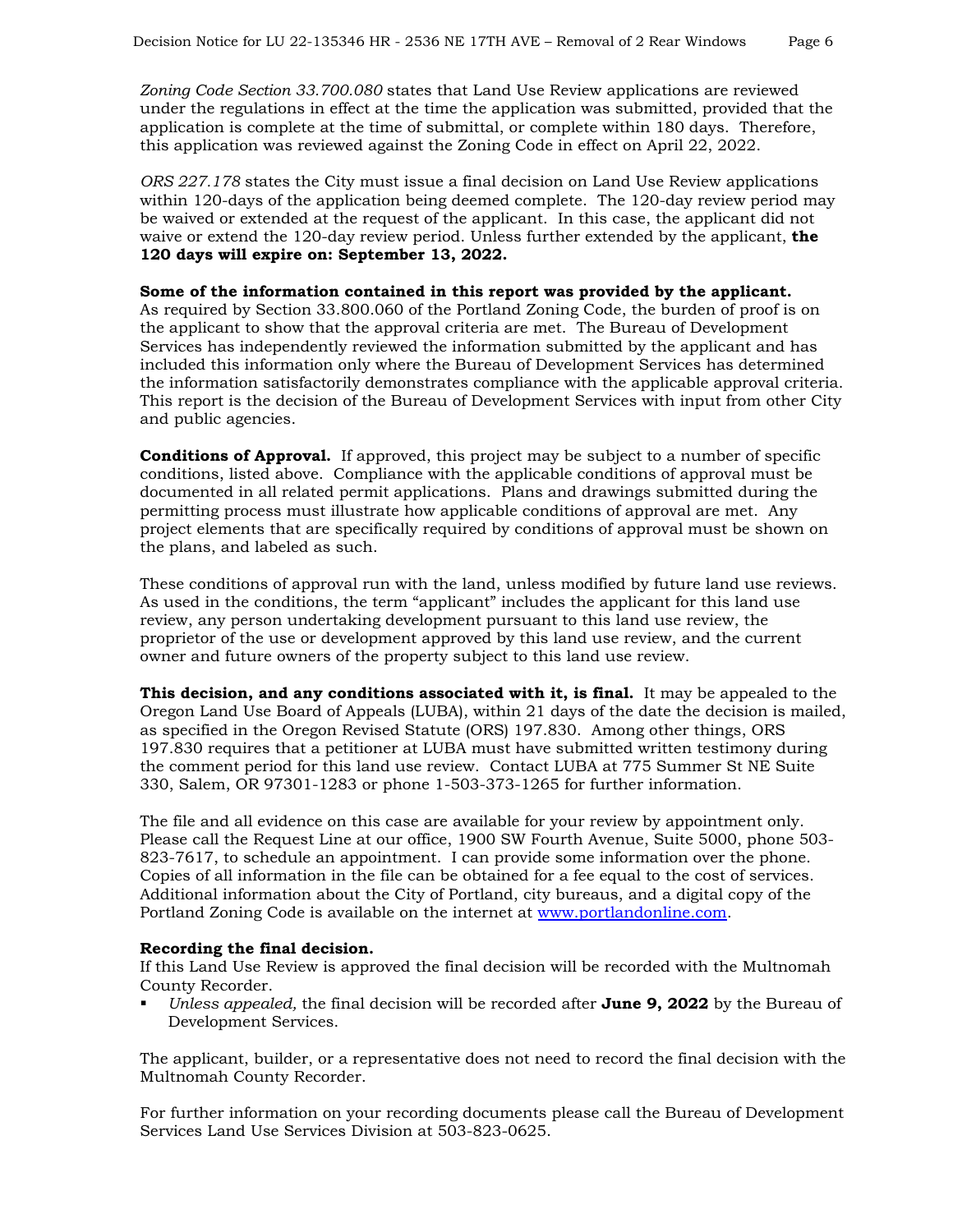*Zoning Code Section 33.700.080* states that Land Use Review applications are reviewed under the regulations in effect at the time the application was submitted, provided that the application is complete at the time of submittal, or complete within 180 days. Therefore, this application was reviewed against the Zoning Code in effect on April 22, 2022.

*ORS 227.178* states the City must issue a final decision on Land Use Review applications within 120-days of the application being deemed complete. The 120-day review period may be waived or extended at the request of the applicant. In this case, the applicant did not waive or extend the 120-day review period. Unless further extended by the applicant, **the 120 days will expire on: September 13, 2022.**

**Some of the information contained in this report was provided by the applicant.**
As required by Section 33.800.060 of the Portland Zoning Code, the burden of proof is on the applicant to show that the approval criteria are met. The Bureau of Development Services has independently reviewed the information submitted by the applicant and has included this information only where the Bureau of Development Services has determined the information satisfactorily demonstrates compliance with the applicable approval criteria. This report is the decision of the Bureau of Development Services with input from other City and public agencies.

**Conditions of Approval.** If approved, this project may be subject to a number of specific conditions, listed above. Compliance with the applicable conditions of approval must be documented in all related permit applications. Plans and drawings submitted during the permitting process must illustrate how applicable conditions of approval are met. Any project elements that are specifically required by conditions of approval must be shown on the plans, and labeled as such.

These conditions of approval run with the land, unless modified by future land use reviews. As used in the conditions, the term "applicant" includes the applicant for this land use review, any person undertaking development pursuant to this land use review, the proprietor of the use or development approved by this land use review, and the current owner and future owners of the property subject to this land use review.

**This decision, and any conditions associated with it, is final.** It may be appealed to the Oregon Land Use Board of Appeals (LUBA), within 21 days of the date the decision is mailed, as specified in the Oregon Revised Statute (ORS) 197.830. Among other things, ORS 197.830 requires that a petitioner at LUBA must have submitted written testimony during the comment period for this land use review. Contact LUBA at 775 Summer St NE Suite 330, Salem, OR 97301-1283 or phone 1-503-373-1265 for further information.

The file and all evidence on this case are available for your review by appointment only. Please call the Request Line at our office, 1900 SW Fourth Avenue, Suite 5000, phone 503-823-7617, to schedule an appointment. I can provide some information over the phone. Copies of all information in the file can be obtained for a fee equal to the cost of services. Additional information about the City of Portland, city bureaus, and a digital copy of the Portland Zoning Code is available on the internet at www.portlandonline.com.

**Recording the final decision.**
If this Land Use Review is approved the final decision will be recorded with the Multnomah County Recorder.

- *Unless appealed,* the final decision will be recorded after **June 9, 2022** by the Bureau of Development Services.

The applicant, builder, or a representative does not need to record the final decision with the Multnomah County Recorder.

For further information on your recording documents please call the Bureau of Development Services Land Use Services Division at 503-823-0625.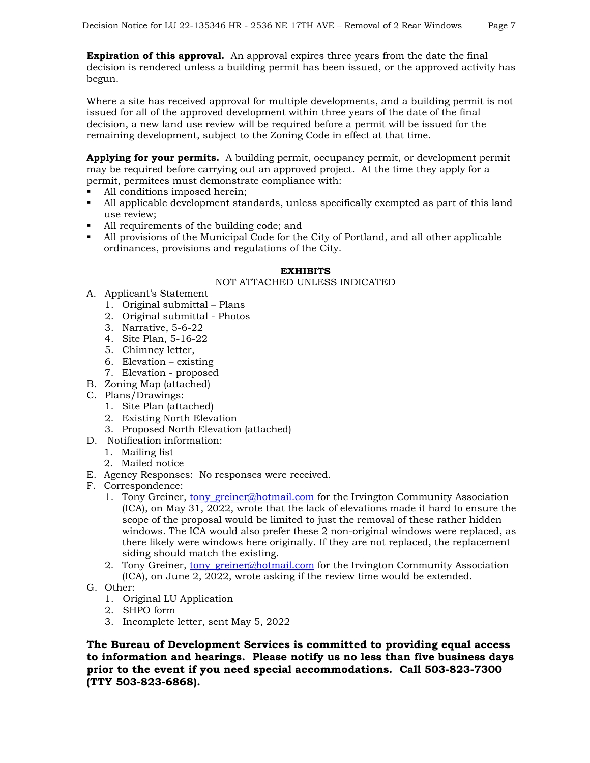**Expiration of this approval.** An approval expires three years from the date the final decision is rendered unless a building permit has been issued, or the approved activity has begun.

Where a site has received approval for multiple developments, and a building permit is not issued for all of the approved development within three years of the date of the final decision, a new land use review will be required before a permit will be issued for the remaining development, subject to the Zoning Code in effect at that time.

**Applying for your permits.** A building permit, occupancy permit, or development permit may be required before carrying out an approved project. At the time they apply for a permit, permitees must demonstrate compliance with:

- All conditions imposed herein;
- All applicable development standards, unless specifically exempted as part of this land use review;
- All requirements of the building code; and
- All provisions of the Municipal Code for the City of Portland, and all other applicable ordinances, provisions and regulations of the City.

**EXHIBITS**

NOT ATTACHED UNLESS INDICATED

A. Applicant's Statement
   1. Original submittal – Plans
   2. Original submittal - Photos
   3. Narrative, 5-6-22
   4. Site Plan, 5-16-22
   5. Chimney letter,
   6. Elevation – existing
   7. Elevation - proposed
B. Zoning Map (attached)
C. Plans/Drawings:
   1. Site Plan (attached)
   2. Existing North Elevation
   3. Proposed North Elevation (attached)
D. Notification information:
   1. Mailing list
   2. Mailed notice
E. Agency Responses: No responses were received.
F. Correspondence:
   1. Tony Greiner, tony_greiner@hotmail.com for the Irvington Community Association (ICA), on May 31, 2022, wrote that the lack of elevations made it hard to ensure the scope of the proposal would be limited to just the removal of these rather hidden windows. The ICA would also prefer these 2 non-original windows were replaced, as there likely were windows here originally. If they are not replaced, the replacement siding should match the existing.
   2. Tony Greiner, tony_greiner@hotmail.com for the Irvington Community Association (ICA), on June 2, 2022, wrote asking if the review time would be extended.
G. Other:
   1. Original LU Application
   2. SHPO form
   3. Incomplete letter, sent May 5, 2022

**The Bureau of Development Services is committed to providing equal access to information and hearings. Please notify us no less than five business days prior to the event if you need special accommodations. Call 503-823-7300 (TTY 503-823-6868).**